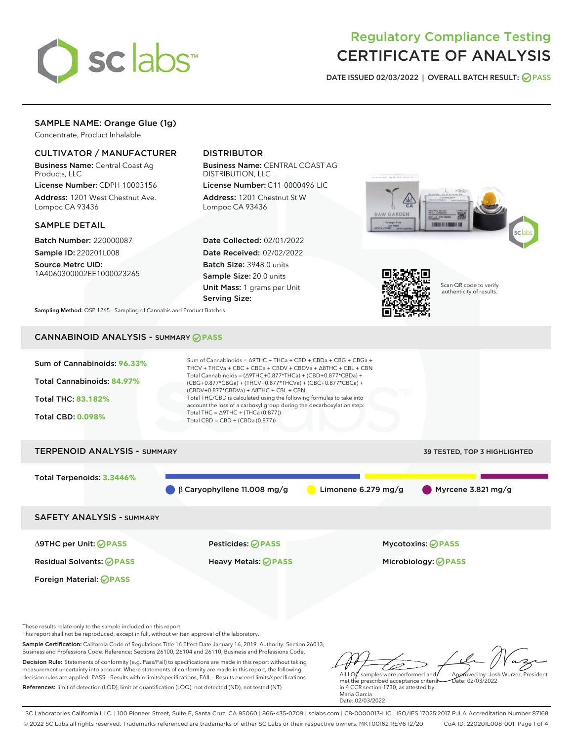# Regulatory Compliance Testing
# CERTIFICATE OF ANALYSIS

DATE ISSUED 02/03/2022 | OVERALL BATCH RESULT: PASS

## SAMPLE NAME: Orange Glue (1g)

Concentrate, Product Inhalable

### CULTIVATOR / MANUFACTURER

**Business Name:** Central Coast Ag Products, LLC

**License Number:** CDPH-10003156

**Address:** 1201 West Chestnut Ave. Lompoc CA 93436

### DISTRIBUTOR

**Business Name:** CENTRAL COAST AG DISTRIBUTION, LLC

**License Number:** C11-0000496-LIC

**Address:** 1201 Chestnut St W Lompoc CA 93436

### SAMPLE DETAIL

**Batch Number:** 220000087

**Sample ID:** 220201L008

**Source Metrc UID:** 1A4060300002EE1000023265

**Date Collected:** 02/01/2022

**Date Received:** 02/02/2022

**Batch Size:** 3948.0 units

**Sample Size:** 20.0 units

**Unit Mass:** 1 grams per Unit

**Serving Size:**

Scan QR code to verify authenticity of results.

**Sampling Method:** QSP 1265 - Sampling of Cannabis and Product Batches

## CANNABINOID ANALYSIS - SUMMARY PASS

**Sum of Cannabinoids: 96.33%**

**Total Cannabinoids: 84.97%**

**Total THC: 83.182%**

**Total CBD: 0.098%**

Sum of Cannabinoids = Δ9THC + THCa + CBD + CBDa + CBG + CBGa + THCV + THCVa + CBC + CBCa + CBDV + CBDVa + Δ8THC + CBL + CBN

Total Cannabinoids = (Δ9THC+0.877*THCa) + (CBD+0.877*CBDa) + (CBG+0.877*CBGa) + (THCV+0.877*THCVa) + (CBC+0.877*CBCa) + (CBDV+0.877*CBDVa) + Δ8THC + CBL + CBN

Total THC/CBD is calculated using the following formulas to take into account the loss of a carboxyl group during the decarboxylation step:

Total THC = Δ9THC + (THCa (0.877))

Total CBD = CBD + (CBDa (0.877))

## TERPENOID ANALYSIS - SUMMARY

39 TESTED, TOP 3 HIGHLIGHTED

**Total Terpenoids: 3.3446%**

β Caryophyllene 11.008 mg/g | Limonene 6.279 mg/g | Myrcene 3.821 mg/g

## SAFETY ANALYSIS - SUMMARY

| | | |
|---|---|---|
| Δ9THC per Unit: PASS | Pesticides: PASS | Mycotoxins: PASS |
| Residual Solvents: PASS | Heavy Metals: PASS | Microbiology: PASS |
| Foreign Material: PASS | | |

These results relate only to the sample included on this report.
This report shall not be reproduced, except in full, without written approval of the laboratory.

**Sample Certification:** California Code of Regulations Title 16 Effect Date January 16, 2019. Authority: Section 26013, Business and Professions Code. Reference: Sections 26100, 26104 and 26110, Business and Professions Code.

**Decision Rule:** Statements of conformity (e.g. Pass/Fail) to specifications are made in this report without taking measurement uncertainty into account. Where statements of conformity are made in this report, the following decision rules are applied: PASS – Results within limits/specifications, FAIL – Results exceed limits/specifications.

**References:** limit of detection (LOD), limit of quantification (LOQ), not detected (ND), not tested (NT)

All LQC samples were performed and met the prescribed acceptance criteria in 4 CCR section 1730, as attested by: Maria Garcia
Date: 02/03/2022

Approved by: Josh Wurzer, President
Date: 02/03/2022

SC Laboratories California LLC. | 100 Pioneer Street, Suite E, Santa Cruz, CA 95060 | 866-435-0709 | sclabs.com | C8-0000013-LIC | ISO/IES 17025:2017 PJLA Accreditation Number 87168
© 2022 SC Labs all rights reserved. Trademarks referenced are trademarks of either SC Labs or their respective owners. MKT00162 REV6 12/20 CoA ID: 220201L008-001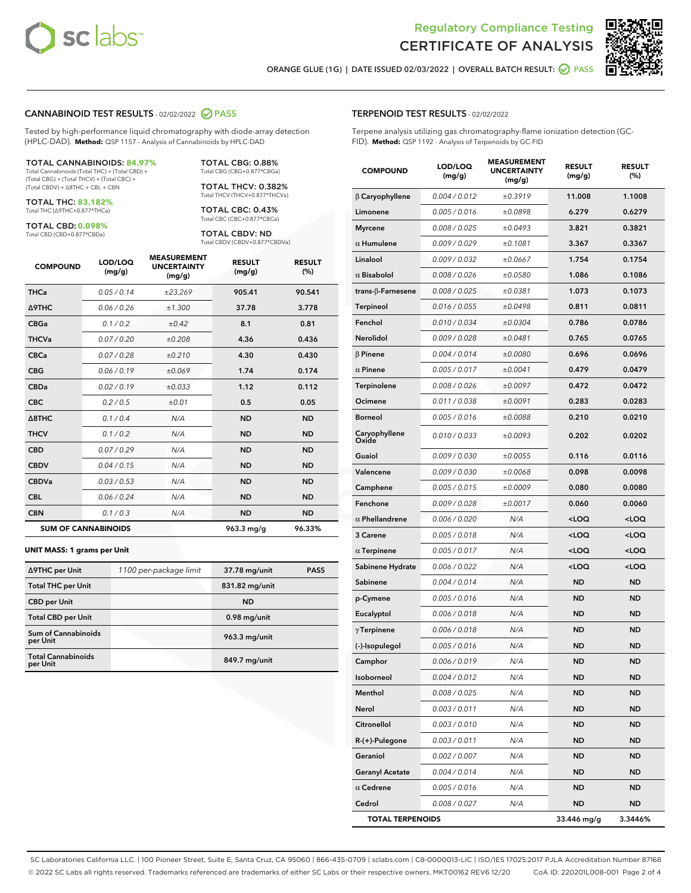Regulatory Compliance Testing
# CERTIFICATE OF ANALYSIS

ORANGE GLUE (1G) | DATE ISSUED 02/03/2022 | OVERALL BATCH RESULT: PASS

## CANNABINOID TEST RESULTS - 02/02/2022 PASS

Tested by high-performance liquid chromatography with diode-array detection (HPLC-DAD). **Method:** QSP 1157 - Analysis of Cannabinoids by HPLC-DAD

**TOTAL CANNABINOIDS: 84.97%**
Total Cannabinoids (Total THC) + (Total CBD) + (Total CBG) + (Total THCV) + (Total CBC) + (Total CBDV) + Δ8THC + CBL + CBN

**TOTAL THC: 83.182%**
Total THC (Δ9THC+0.877*THCa)

**TOTAL CBD: 0.098%**
Total CBD (CBD+0.877*CBDa)

**TOTAL CBG: 0.88%**
Total CBG (CBG+0.877*CBGa)

**TOTAL THCV: 0.382%**
Total THCV (THCV+0.877*THCVa)

**TOTAL CBC: 0.43%**
Total CBC (CBC+0.877*CBCa)

**TOTAL CBDV: ND**
Total CBDV (CBDV+0.877*CBDVa)

| COMPOUND | LOD/LOQ (mg/g) | MEASUREMENT UNCERTAINTY (mg/g) | RESULT (mg/g) | RESULT (%) |
|---|---|---|---|---|
| THCa | 0.05 / 0.14 | ±23.269 | 905.41 | 90.541 |
| Δ9THC | 0.06 / 0.26 | ±1.300 | 37.78 | 3.778 |
| CBGa | 0.1 / 0.2 | ±0.42 | 8.1 | 0.81 |
| THCVa | 0.07 / 0.20 | ±0.208 | 4.36 | 0.436 |
| CBCa | 0.07 / 0.28 | ±0.210 | 4.30 | 0.430 |
| CBG | 0.06 / 0.19 | ±0.069 | 1.74 | 0.174 |
| CBDa | 0.02 / 0.19 | ±0.033 | 1.12 | 0.112 |
| CBC | 0.2 / 0.5 | ±0.01 | 0.5 | 0.05 |
| Δ8THC | 0.1 / 0.4 | N/A | ND | ND |
| THCV | 0.1 / 0.2 | N/A | ND | ND |
| CBD | 0.07 / 0.29 | N/A | ND | ND |
| CBDV | 0.04 / 0.15 | N/A | ND | ND |
| CBDVa | 0.03 / 0.53 | N/A | ND | ND |
| CBL | 0.06 / 0.24 | N/A | ND | ND |
| CBN | 0.1 / 0.3 | N/A | ND | ND |
| **SUM OF CANNABINOIDS** | | | **963.3 mg/g** | **96.33%** |

### UNIT MASS: 1 grams per Unit

| | | | |
|---|---|---|---|
| Δ9THC per Unit | 1100 per-package limit | 37.78 mg/unit | PASS |
| Total THC per Unit | | 831.82 mg/unit | |
| CBD per Unit | | ND | |
| Total CBD per Unit | | 0.98 mg/unit | |
| Sum of Cannabinoids per Unit | | 963.3 mg/unit | |
| Total Cannabinoids per Unit | | 849.7 mg/unit | |

## TERPENOID TEST RESULTS - 02/02/2022

Terpene analysis utilizing gas chromatography-flame ionization detection (GC-FID). **Method:** QSP 1192 - Analysis of Terpenoids by GC-FID

| COMPOUND | LOD/LOQ (mg/g) | MEASUREMENT UNCERTAINTY (mg/g) | RESULT (mg/g) | RESULT (%) |
|---|---|---|---|---|
| β Caryophyllene | 0.004 / 0.012 | ±0.3919 | 11.008 | 1.1008 |
| Limonene | 0.005 / 0.016 | ±0.0898 | 6.279 | 0.6279 |
| Myrcene | 0.008 / 0.025 | ±0.0493 | 3.821 | 0.3821 |
| α Humulene | 0.009 / 0.029 | ±0.1081 | 3.367 | 0.3367 |
| Linalool | 0.009 / 0.032 | ±0.0667 | 1.754 | 0.1754 |
| α Bisabolol | 0.008 / 0.026 | ±0.0580 | 1.086 | 0.1086 |
| trans-β-Farnesene | 0.008 / 0.025 | ±0.0381 | 1.073 | 0.1073 |
| Terpineol | 0.016 / 0.055 | ±0.0498 | 0.811 | 0.0811 |
| Fenchol | 0.010 / 0.034 | ±0.0304 | 0.786 | 0.0786 |
| Nerolidol | 0.009 / 0.028 | ±0.0481 | 0.765 | 0.0765 |
| β Pinene | 0.004 / 0.014 | ±0.0080 | 0.696 | 0.0696 |
| α Pinene | 0.005 / 0.017 | ±0.0041 | 0.479 | 0.0479 |
| Terpinolene | 0.008 / 0.026 | ±0.0097 | 0.472 | 0.0472 |
| Ocimene | 0.011 / 0.038 | ±0.0091 | 0.283 | 0.0283 |
| Borneol | 0.005 / 0.016 | ±0.0088 | 0.210 | 0.0210 |
| Caryophyllene Oxide | 0.010 / 0.033 | ±0.0093 | 0.202 | 0.0202 |
| Guaiol | 0.009 / 0.030 | ±0.0055 | 0.116 | 0.0116 |
| Valencene | 0.009 / 0.030 | ±0.0068 | 0.098 | 0.0098 |
| Camphene | 0.005 / 0.015 | ±0.0009 | 0.080 | 0.0080 |
| Fenchone | 0.009 / 0.028 | ±0.0017 | 0.060 | 0.0060 |
| α Phellandrene | 0.006 / 0.020 | N/A | <LOQ | <LOQ |
| 3 Carene | 0.005 / 0.018 | N/A | <LOQ | <LOQ |
| α Terpinene | 0.005 / 0.017 | N/A | <LOQ | <LOQ |
| Sabinene Hydrate | 0.006 / 0.022 | N/A | <LOQ | <LOQ |
| Sabinene | 0.004 / 0.014 | N/A | ND | ND |
| p-Cymene | 0.005 / 0.016 | N/A | ND | ND |
| Eucalyptol | 0.006 / 0.018 | N/A | ND | ND |
| γ Terpinene | 0.006 / 0.018 | N/A | ND | ND |
| (-)-Isopulegol | 0.005 / 0.016 | N/A | ND | ND |
| Camphor | 0.006 / 0.019 | N/A | ND | ND |
| Isoborneol | 0.004 / 0.012 | N/A | ND | ND |
| Menthol | 0.008 / 0.025 | N/A | ND | ND |
| Nerol | 0.003 / 0.011 | N/A | ND | ND |
| Citronellol | 0.003 / 0.010 | N/A | ND | ND |
| R-(+)-Pulegone | 0.003 / 0.011 | N/A | ND | ND |
| Geraniol | 0.002 / 0.007 | N/A | ND | ND |
| Geranyl Acetate | 0.004 / 0.014 | N/A | ND | ND |
| α Cedrene | 0.005 / 0.016 | N/A | ND | ND |
| Cedrol | 0.008 / 0.027 | N/A | ND | ND |
| **TOTAL TERPENOIDS** | | | **33.446 mg/g** | **3.3446%** |

SC Laboratories California LLC. | 100 Pioneer Street, Suite E, Santa Cruz, CA 95060 | 866-435-0709 | sclabs.com | C8-0000013-LIC | ISO/IES 17025:2017 PJLA Accreditation Number 87168
© 2022 SC Labs all rights reserved. Trademarks referenced are trademarks of either SC Labs or their respective owners. MKT00162 REV6 12/20 CoA ID: 220201L008-001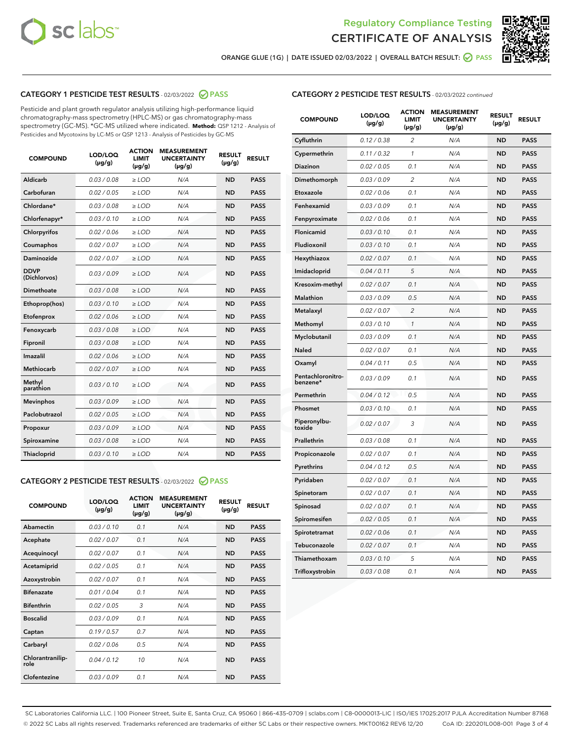# Regulatory Compliance Testing
## CERTIFICATE OF ANALYSIS

ORANGE GLUE (1G) | DATE ISSUED 02/03/2022 | OVERALL BATCH RESULT: PASS

### CATEGORY 1 PESTICIDE TEST RESULTS - 02/03/2022 PASS

Pesticide and plant growth regulator analysis utilizing high-performance liquid chromatography-mass spectrometry (HPLC-MS) or gas chromatography-mass spectrometry (GC-MS). *GC-MS utilized where indicated. **Method:** QSP 1212 - Analysis of Pesticides and Mycotoxins by LC-MS or QSP 1213 - Analysis of Pesticides by GC-MS

| COMPOUND | LOD/LOQ (µg/g) | ACTION LIMIT (µg/g) | MEASUREMENT UNCERTAINTY (µg/g) | RESULT (µg/g) | RESULT |
|---|---|---|---|---|---|
| Aldicarb | 0.03 / 0.08 | ≥ LOD | N/A | ND | PASS |
| Carbofuran | 0.02 / 0.05 | ≥ LOD | N/A | ND | PASS |
| Chlordane* | 0.03 / 0.08 | ≥ LOD | N/A | ND | PASS |
| Chlorfenapyr* | 0.03 / 0.10 | ≥ LOD | N/A | ND | PASS |
| Chlorpyrifos | 0.02 / 0.06 | ≥ LOD | N/A | ND | PASS |
| Coumaphos | 0.02 / 0.07 | ≥ LOD | N/A | ND | PASS |
| Daminozide | 0.02 / 0.07 | ≥ LOD | N/A | ND | PASS |
| DDVP (Dichlorvos) | 0.03 / 0.09 | ≥ LOD | N/A | ND | PASS |
| Dimethoate | 0.03 / 0.08 | ≥ LOD | N/A | ND | PASS |
| Ethoprop(hos) | 0.03 / 0.10 | ≥ LOD | N/A | ND | PASS |
| Etofenprox | 0.02 / 0.06 | ≥ LOD | N/A | ND | PASS |
| Fenoxycarb | 0.03 / 0.08 | ≥ LOD | N/A | ND | PASS |
| Fipronil | 0.03 / 0.08 | ≥ LOD | N/A | ND | PASS |
| Imazalil | 0.02 / 0.06 | ≥ LOD | N/A | ND | PASS |
| Methiocarb | 0.02 / 0.07 | ≥ LOD | N/A | ND | PASS |
| Methyl parathion | 0.03 / 0.10 | ≥ LOD | N/A | ND | PASS |
| Mevinphos | 0.03 / 0.09 | ≥ LOD | N/A | ND | PASS |
| Paclobutrazol | 0.02 / 0.05 | ≥ LOD | N/A | ND | PASS |
| Propoxur | 0.03 / 0.09 | ≥ LOD | N/A | ND | PASS |
| Spiroxamine | 0.03 / 0.08 | ≥ LOD | N/A | ND | PASS |
| Thiacloprid | 0.03 / 0.10 | ≥ LOD | N/A | ND | PASS |

### CATEGORY 2 PESTICIDE TEST RESULTS - 02/03/2022 PASS

| COMPOUND | LOD/LOQ (µg/g) | ACTION LIMIT (µg/g) | MEASUREMENT UNCERTAINTY (µg/g) | RESULT (µg/g) | RESULT |
|---|---|---|---|---|---|
| Abamectin | 0.03 / 0.10 | 0.1 | N/A | ND | PASS |
| Acephate | 0.02 / 0.07 | 0.1 | N/A | ND | PASS |
| Acequinocyl | 0.02 / 0.07 | 0.1 | N/A | ND | PASS |
| Acetamiprid | 0.02 / 0.05 | 0.1 | N/A | ND | PASS |
| Azoxystrobin | 0.02 / 0.07 | 0.1 | N/A | ND | PASS |
| Bifenazate | 0.01 / 0.04 | 0.1 | N/A | ND | PASS |
| Bifenthrin | 0.02 / 0.05 | 3 | N/A | ND | PASS |
| Boscalid | 0.03 / 0.09 | 0.1 | N/A | ND | PASS |
| Captan | 0.19 / 0.57 | 0.7 | N/A | ND | PASS |
| Carbaryl | 0.02 / 0.06 | 0.5 | N/A | ND | PASS |
| Chlorantraniliprole | 0.04 / 0.12 | 10 | N/A | ND | PASS |
| Clofentezine | 0.03 / 0.09 | 0.1 | N/A | ND | PASS |
| Cyfluthrin | 0.12 / 0.38 | 2 | N/A | ND | PASS |
| Cypermethrin | 0.11 / 0.32 | 1 | N/A | ND | PASS |
| Diazinon | 0.02 / 0.05 | 0.1 | N/A | ND | PASS |
| Dimethomorph | 0.03 / 0.09 | 2 | N/A | ND | PASS |
| Etoxazole | 0.02 / 0.06 | 0.1 | N/A | ND | PASS |
| Fenhexamid | 0.03 / 0.09 | 0.1 | N/A | ND | PASS |
| Fenpyroximate | 0.02 / 0.06 | 0.1 | N/A | ND | PASS |
| Flonicamid | 0.03 / 0.10 | 0.1 | N/A | ND | PASS |
| Fludioxonil | 0.03 / 0.10 | 0.1 | N/A | ND | PASS |
| Hexythiazox | 0.02 / 0.07 | 0.1 | N/A | ND | PASS |
| Imidacloprid | 0.04 / 0.11 | 5 | N/A | ND | PASS |
| Kresoxim-methyl | 0.02 / 0.07 | 0.1 | N/A | ND | PASS |
| Malathion | 0.03 / 0.09 | 0.5 | N/A | ND | PASS |
| Metalaxyl | 0.02 / 0.07 | 2 | N/A | ND | PASS |
| Methomyl | 0.03 / 0.10 | 1 | N/A | ND | PASS |
| Myclobutanil | 0.03 / 0.09 | 0.1 | N/A | ND | PASS |
| Naled | 0.02 / 0.07 | 0.1 | N/A | ND | PASS |
| Oxamyl | 0.04 / 0.11 | 0.5 | N/A | ND | PASS |
| Pentachloronitrobenzene* | 0.03 / 0.09 | 0.1 | N/A | ND | PASS |
| Permethrin | 0.04 / 0.12 | 0.5 | N/A | ND | PASS |
| Phosmet | 0.03 / 0.10 | 0.1 | N/A | ND | PASS |
| Piperonylbutoxide | 0.02 / 0.07 | 3 | N/A | ND | PASS |
| Prallethrin | 0.03 / 0.08 | 0.1 | N/A | ND | PASS |
| Propiconazole | 0.02 / 0.07 | 0.1 | N/A | ND | PASS |
| Pyrethrins | 0.04 / 0.12 | 0.5 | N/A | ND | PASS |
| Pyridaben | 0.02 / 0.07 | 0.1 | N/A | ND | PASS |
| Spinetoram | 0.02 / 0.07 | 0.1 | N/A | ND | PASS |
| Spinosad | 0.02 / 0.07 | 0.1 | N/A | ND | PASS |
| Spiromesifen | 0.02 / 0.05 | 0.1 | N/A | ND | PASS |
| Spirotetramat | 0.02 / 0.06 | 0.1 | N/A | ND | PASS |
| Tebuconazole | 0.02 / 0.07 | 0.1 | N/A | ND | PASS |
| Thiamethoxam | 0.03 / 0.10 | 5 | N/A | ND | PASS |
| Trifloxystrobin | 0.03 / 0.08 | 0.1 | N/A | ND | PASS |

SC Laboratories California LLC. | 100 Pioneer Street, Suite E, Santa Cruz, CA 95060 | 866-435-0709 | sclabs.com | C8-0000013-LIC | ISO/IES 17025:2017 PJLA Accreditation Number 87168
© 2022 SC Labs all rights reserved. Trademarks referenced are trademarks of either SC Labs or their respective owners. MKT00162 REV6 12/20 CoA ID: 220201L008-001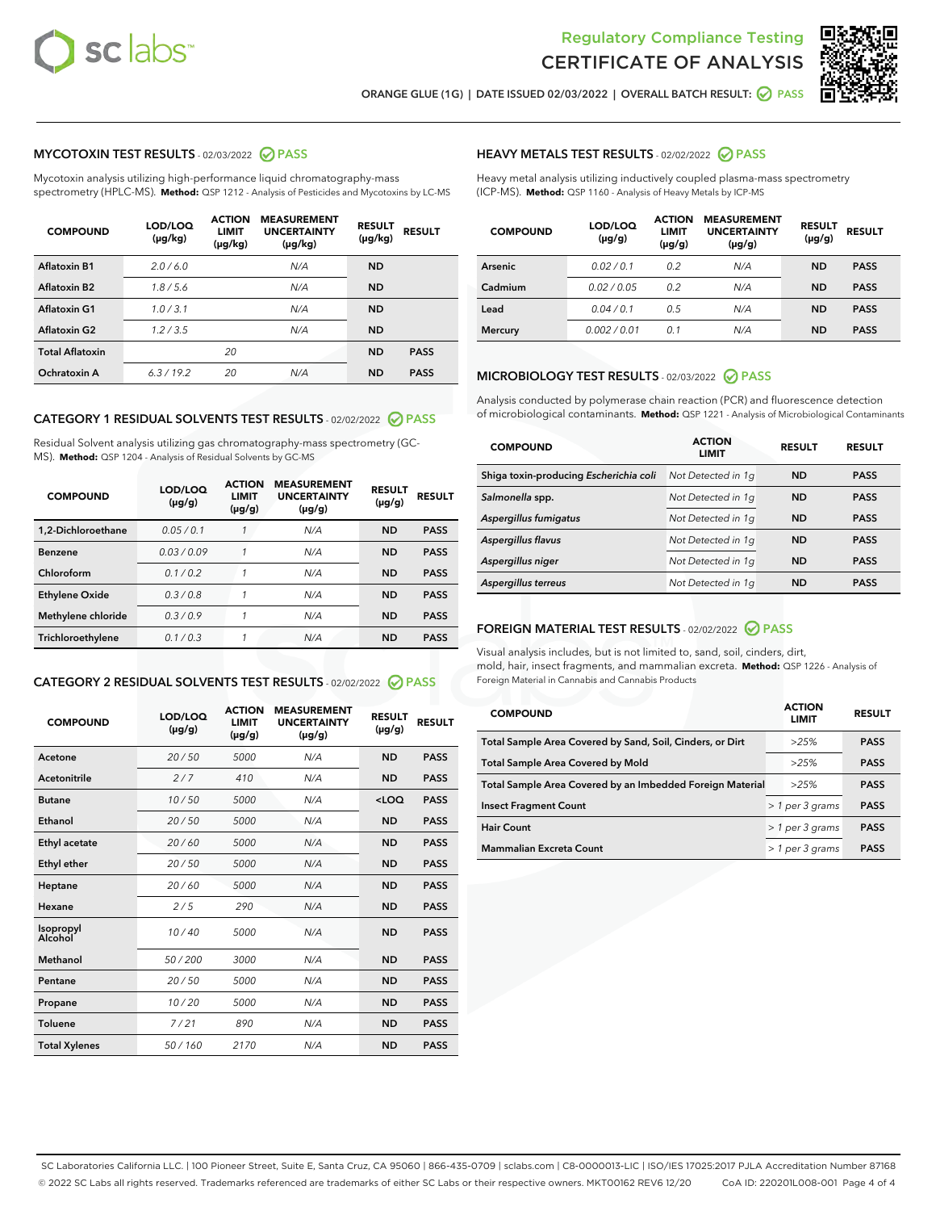Regulatory Compliance Testing

# CERTIFICATE OF ANALYSIS

ORANGE GLUE (1G) | DATE ISSUED 02/03/2022 | OVERALL BATCH RESULT: PASS

## MYCOTOXIN TEST RESULTS - 02/03/2022 PASS

Mycotoxin analysis utilizing high-performance liquid chromatography-mass spectrometry (HPLC-MS). **Method:** QSP 1212 - Analysis of Pesticides and Mycotoxins by LC-MS

| COMPOUND | LOD/LOQ (µg/kg) | ACTION LIMIT (µg/kg) | MEASUREMENT UNCERTAINTY (µg/kg) | RESULT (µg/kg) | RESULT |
|---|---|---|---|---|---|
| Aflatoxin B1 | 2.0 / 6.0 | | N/A | ND | |
| Aflatoxin B2 | 1.8 / 5.6 | | N/A | ND | |
| Aflatoxin G1 | 1.0 / 3.1 | | N/A | ND | |
| Aflatoxin G2 | 1.2 / 3.5 | | N/A | ND | |
| Total Aflatoxin | | 20 | | ND | PASS |
| Ochratoxin A | 6.3 / 19.2 | 20 | N/A | ND | PASS |

## CATEGORY 1 RESIDUAL SOLVENTS TEST RESULTS - 02/02/2022 PASS

Residual Solvent analysis utilizing gas chromatography-mass spectrometry (GC-MS). **Method:** QSP 1204 - Analysis of Residual Solvents by GC-MS

| COMPOUND | LOD/LOQ (µg/g) | ACTION LIMIT (µg/g) | MEASUREMENT UNCERTAINTY (µg/g) | RESULT (µg/g) | RESULT |
|---|---|---|---|---|---|
| 1,2-Dichloroethane | 0.05 / 0.1 | 1 | N/A | ND | PASS |
| Benzene | 0.03 / 0.09 | 1 | N/A | ND | PASS |
| Chloroform | 0.1 / 0.2 | 1 | N/A | ND | PASS |
| Ethylene Oxide | 0.3 / 0.8 | 1 | N/A | ND | PASS |
| Methylene chloride | 0.3 / 0.9 | 1 | N/A | ND | PASS |
| Trichloroethylene | 0.1 / 0.3 | 1 | N/A | ND | PASS |

## CATEGORY 2 RESIDUAL SOLVENTS TEST RESULTS - 02/02/2022 PASS

| COMPOUND | LOD/LOQ (µg/g) | ACTION LIMIT (µg/g) | MEASUREMENT UNCERTAINTY (µg/g) | RESULT (µg/g) | RESULT |
|---|---|---|---|---|---|
| Acetone | 20 / 50 | 5000 | N/A | ND | PASS |
| Acetonitrile | 2 / 7 | 410 | N/A | ND | PASS |
| Butane | 10 / 50 | 5000 | N/A | <LOQ | PASS |
| Ethanol | 20 / 50 | 5000 | N/A | ND | PASS |
| Ethyl acetate | 20 / 60 | 5000 | N/A | ND | PASS |
| Ethyl ether | 20 / 50 | 5000 | N/A | ND | PASS |
| Heptane | 20 / 60 | 5000 | N/A | ND | PASS |
| Hexane | 2 / 5 | 290 | N/A | ND | PASS |
| Isopropyl Alcohol | 10 / 40 | 5000 | N/A | ND | PASS |
| Methanol | 50 / 200 | 3000 | N/A | ND | PASS |
| Pentane | 20 / 50 | 5000 | N/A | ND | PASS |
| Propane | 10 / 20 | 5000 | N/A | ND | PASS |
| Toluene | 7 / 21 | 890 | N/A | ND | PASS |
| Total Xylenes | 50 / 160 | 2170 | N/A | ND | PASS |

## HEAVY METALS TEST RESULTS - 02/02/2022 PASS

Heavy metal analysis utilizing inductively coupled plasma-mass spectrometry (ICP-MS). **Method:** QSP 1160 - Analysis of Heavy Metals by ICP-MS

| COMPOUND | LOD/LOQ (µg/g) | ACTION LIMIT (µg/g) | MEASUREMENT UNCERTAINTY (µg/g) | RESULT (µg/g) | RESULT |
|---|---|---|---|---|---|
| Arsenic | 0.02 / 0.1 | 0.2 | N/A | ND | PASS |
| Cadmium | 0.02 / 0.05 | 0.2 | N/A | ND | PASS |
| Lead | 0.04 / 0.1 | 0.5 | N/A | ND | PASS |
| Mercury | 0.002 / 0.01 | 0.1 | N/A | ND | PASS |

## MICROBIOLOGY TEST RESULTS - 02/03/2022 PASS

Analysis conducted by polymerase chain reaction (PCR) and fluorescence detection of microbiological contaminants. **Method:** QSP 1221 - Analysis of Microbiological Contaminants

| COMPOUND | ACTION LIMIT | RESULT | RESULT |
|---|---|---|---|
| Shiga toxin-producing *Escherichia coli* | Not Detected in 1g | ND | PASS |
| *Salmonella* spp. | Not Detected in 1g | ND | PASS |
| *Aspergillus fumigatus* | Not Detected in 1g | ND | PASS |
| *Aspergillus flavus* | Not Detected in 1g | ND | PASS |
| *Aspergillus niger* | Not Detected in 1g | ND | PASS |
| *Aspergillus terreus* | Not Detected in 1g | ND | PASS |

## FOREIGN MATERIAL TEST RESULTS - 02/02/2022 PASS

Visual analysis includes, but is not limited to, sand, soil, cinders, dirt, mold, hair, insect fragments, and mammalian excreta. **Method:** QSP 1226 - Analysis of Foreign Material in Cannabis and Cannabis Products

| COMPOUND | ACTION LIMIT | RESULT |
|---|---|---|
| Total Sample Area Covered by Sand, Soil, Cinders, or Dirt | >25% | PASS |
| Total Sample Area Covered by Mold | >25% | PASS |
| Total Sample Area Covered by an Imbedded Foreign Material | >25% | PASS |
| Insect Fragment Count | > 1 per 3 grams | PASS |
| Hair Count | > 1 per 3 grams | PASS |
| Mammalian Excreta Count | > 1 per 3 grams | PASS |

SC Laboratories California LLC. | 100 Pioneer Street, Suite E, Santa Cruz, CA 95060 | 866-435-0709 | sclabs.com | C8-0000013-LIC | ISO/IES 17025:2017 PJLA Accreditation Number 87168
© 2022 SC Labs all rights reserved. Trademarks referenced are trademarks of either SC Labs or their respective owners. MKT00162 REV6 12/20 CoA ID: 220201L008-001